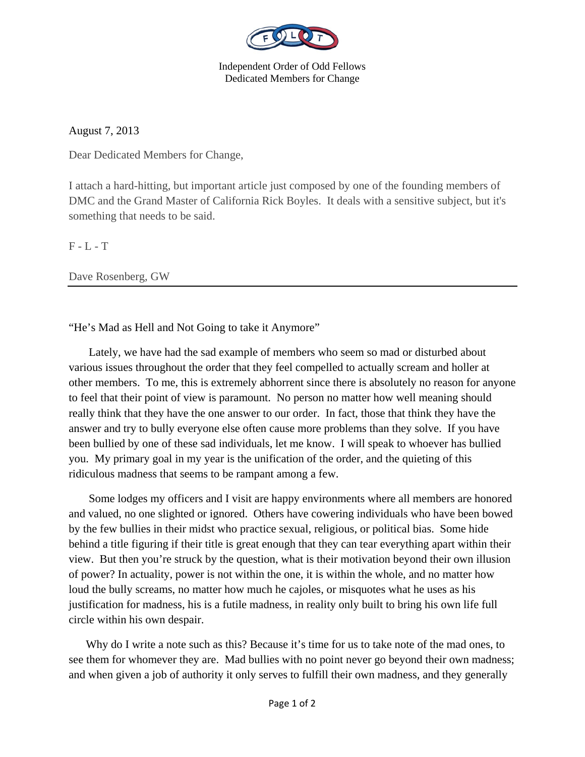Independent Order of Odd Fellows
Dedicated Members for Change

August 7, 2013

Dear Dedicated Members for Change,

I attach a hard-hitting, but important article just composed by one of the founding members of DMC and the Grand Master of California Rick Boyles. It deals with a sensitive subject, but it's something that needs to be said.

F - L - T

Dave Rosenberg, GW

---

"He's Mad as Hell and Not Going to take it Anymore"

Lately, we have had the sad example of members who seem so mad or disturbed about various issues throughout the order that they feel compelled to actually scream and holler at other members. To me, this is extremely abhorrent since there is absolutely no reason for anyone to feel that their point of view is paramount. No person no matter how well meaning should really think that they have the one answer to our order. In fact, those that think they have the answer and try to bully everyone else often cause more problems than they solve. If you have been bullied by one of these sad individuals, let me know. I will speak to whoever has bullied you. My primary goal in my year is the unification of the order, and the quieting of this ridiculous madness that seems to be rampant among a few.

Some lodges my officers and I visit are happy environments where all members are honored and valued, no one slighted or ignored. Others have cowering individuals who have been bowed by the few bullies in their midst who practice sexual, religious, or political bias. Some hide behind a title figuring if their title is great enough that they can tear everything apart within their view. But then you're struck by the question, what is their motivation beyond their own illusion of power? In actuality, power is not within the one, it is within the whole, and no matter how loud the bully screams, no matter how much he cajoles, or misquotes what he uses as his justification for madness, his is a futile madness, in reality only built to bring his own life full circle within his own despair.

Why do I write a note such as this? Because it's time for us to take note of the mad ones, to see them for whomever they are. Mad bullies with no point never go beyond their own madness; and when given a job of authority it only serves to fulfill their own madness, and they generally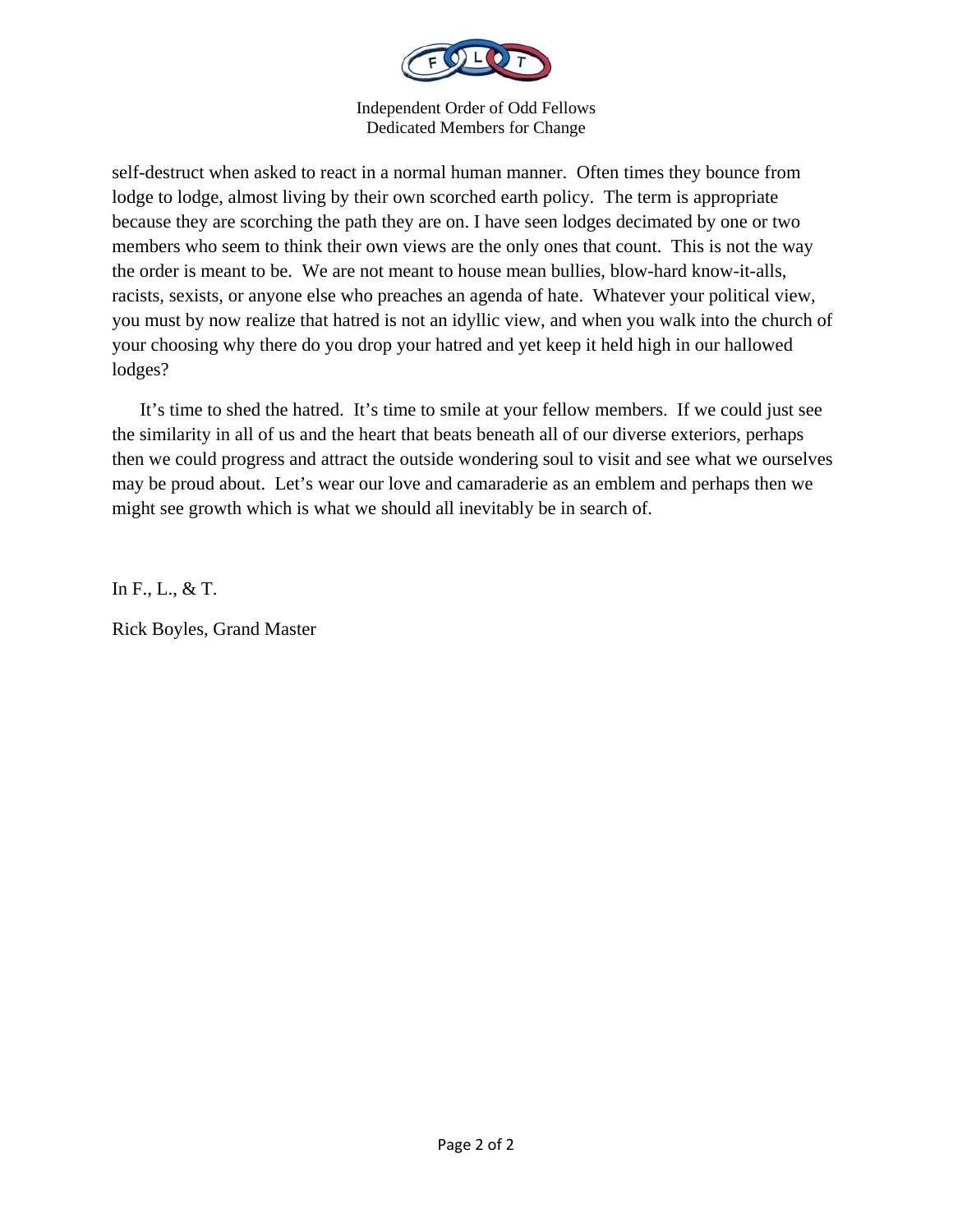self-destruct when asked to react in a normal human manner. Often times they bounce from lodge to lodge, almost living by their own scorched earth policy. The term is appropriate because they are scorching the path they are on. I have seen lodges decimated by one or two members who seem to think their own views are the only ones that count. This is not the way the order is meant to be. We are not meant to house mean bullies, blow-hard know-it-alls, racists, sexists, or anyone else who preaches an agenda of hate. Whatever your political view, you must by now realize that hatred is not an idyllic view, and when you walk into the church of your choosing why there do you drop your hatred and yet keep it held high in our hallowed lodges?

It's time to shed the hatred. It's time to smile at your fellow members. If we could just see the similarity in all of us and the heart that beats beneath all of our diverse exteriors, perhaps then we could progress and attract the outside wondering soul to visit and see what we ourselves may be proud about. Let's wear our love and camaraderie as an emblem and perhaps then we might see growth which is what we should all inevitably be in search of.

In F., L., & T.

Rick Boyles, Grand Master